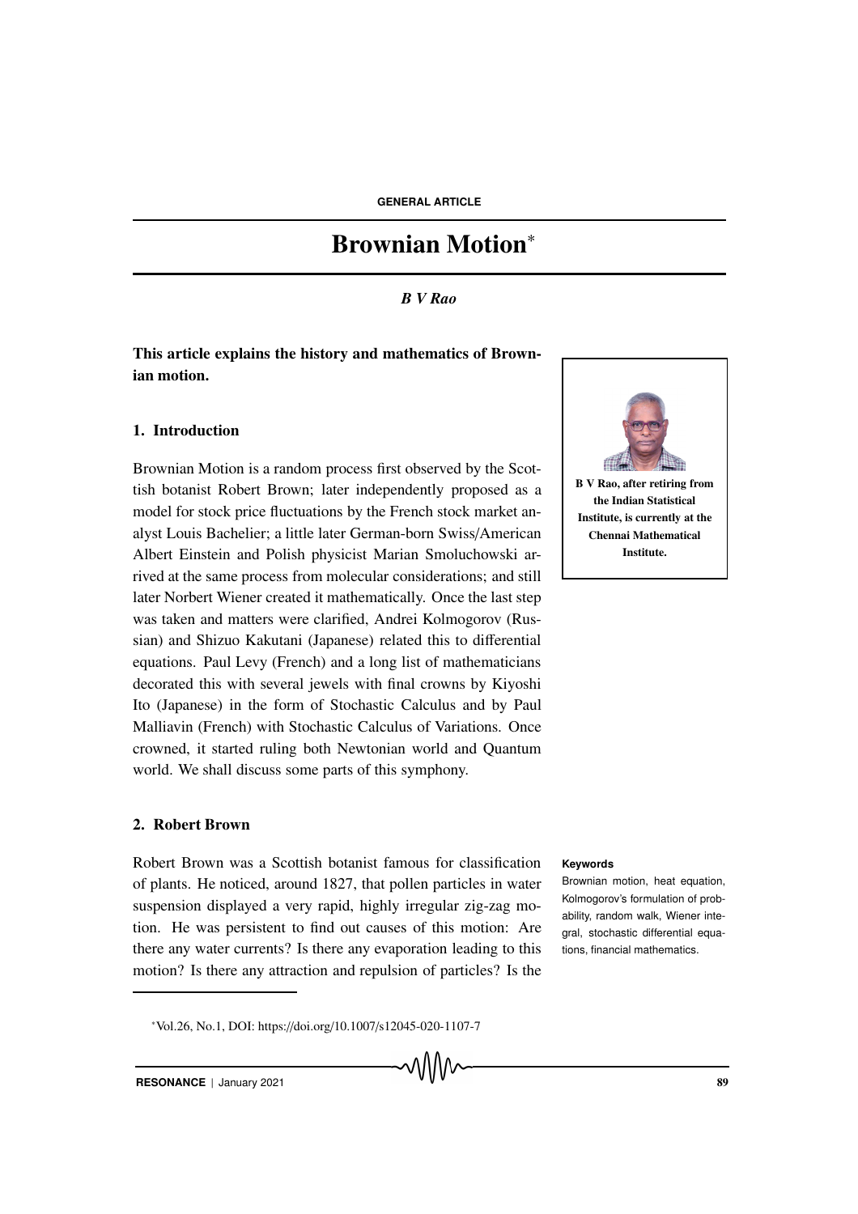GENERAL ARTICLE

# Brownian Motion*

*B V Rao*

**This article explains the history and mathematics of Brownian motion.**

B V Rao, after retiring from the Indian Statistical Institute, is currently at the Chennai Mathematical Institute.

## 1. Introduction

Brownian Motion is a random process first observed by the Scottish botanist Robert Brown; later independently proposed as a model for stock price fluctuations by the French stock market analyst Louis Bachelier; a little later German-born Swiss/American Albert Einstein and Polish physicist Marian Smoluchowski arrived at the same process from molecular considerations; and still later Norbert Wiener created it mathematically. Once the last step was taken and matters were clarified, Andrei Kolmogorov (Russian) and Shizuo Kakutani (Japanese) related this to differential equations. Paul Levy (French) and a long list of mathematicians decorated this with several jewels with final crowns by Kiyoshi Ito (Japanese) in the form of Stochastic Calculus and by Paul Malliavin (French) with Stochastic Calculus of Variations. Once crowned, it started ruling both Newtonian world and Quantum world. We shall discuss some parts of this symphony.

## 2. Robert Brown

Robert Brown was a Scottish botanist famous for classification of plants. He noticed, around 1827, that pollen particles in water suspension displayed a very rapid, highly irregular zig-zag motion. He was persistent to find out causes of this motion: Are there any water currents? Is there any evaporation leading to this motion? Is there any attraction and repulsion of particles? Is the

**Keywords**

Brownian motion, heat equation, Kolmogorov's formulation of probability, random walk, Wiener integral, stochastic differential equations, financial mathematics.

*Vol.26, No.1, DOI: https://doi.org/10.1007/s12045-020-1107-7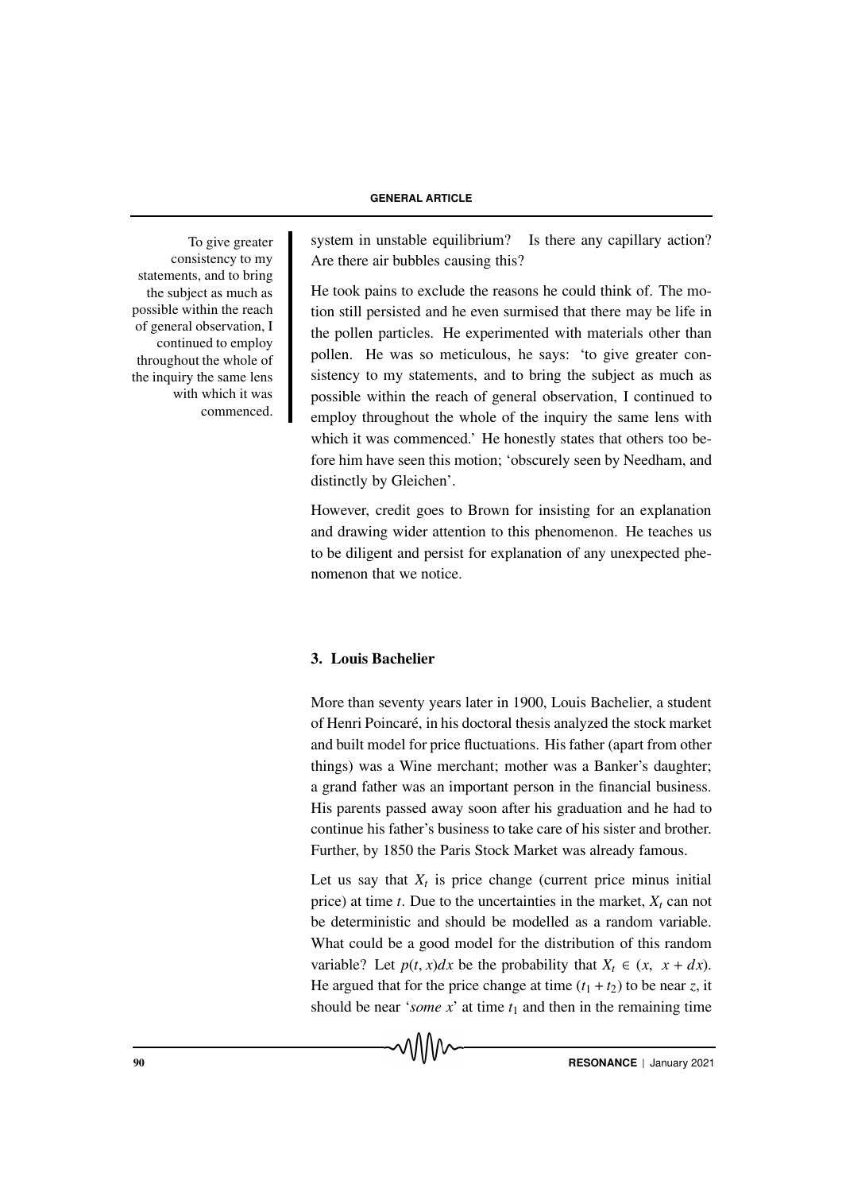To give greater consistency to my statements, and to bring the subject as much as possible within the reach of general observation, I continued to employ throughout the whole of the inquiry the same lens with which it was commenced.

system in unstable equilibrium? Is there any capillary action? Are there air bubbles causing this?

He took pains to exclude the reasons he could think of. The motion still persisted and he even surmised that there may be life in the pollen particles. He experimented with materials other than pollen. He was so meticulous, he says: 'to give greater consistency to my statements, and to bring the subject as much as possible within the reach of general observation, I continued to employ throughout the whole of the inquiry the same lens with which it was commenced.' He honestly states that others too before him have seen this motion; 'obscurely seen by Needham, and distinctly by Gleichen'.

However, credit goes to Brown for insisting for an explanation and drawing wider attention to this phenomenon. He teaches us to be diligent and persist for explanation of any unexpected phenomenon that we notice.

## 3. Louis Bachelier

More than seventy years later in 1900, Louis Bachelier, a student of Henri Poincaré, in his doctoral thesis analyzed the stock market and built model for price fluctuations. His father (apart from other things) was a Wine merchant; mother was a Banker's daughter; a grand father was an important person in the financial business. His parents passed away soon after his graduation and he had to continue his father's business to take care of his sister and brother. Further, by 1850 the Paris Stock Market was already famous.

Let us say that $X_t$ is price change (current price minus initial price) at time $t$. Due to the uncertainties in the market, $X_t$ can not be deterministic and should be modelled as a random variable. What could be a good model for the distribution of this random variable? Let $p(t, x)dx$ be the probability that $X_t \in (x, \; x + dx)$. He argued that for the price change at time $(t_1 + t_2)$ to be near $z$, it should be near '*some x*' at time $t_1$ and then in the remaining time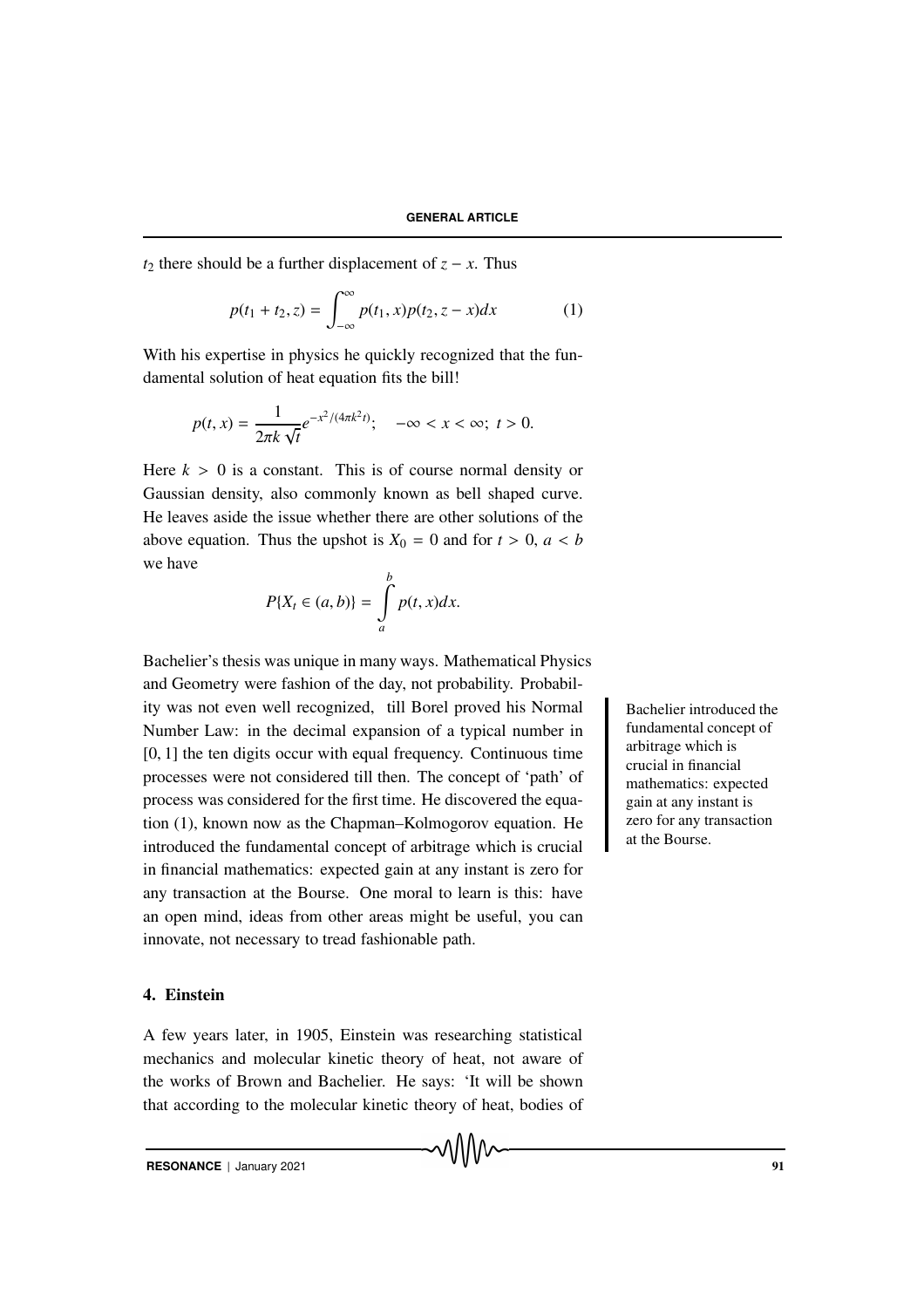$t_2$ there should be a further displacement of $z - x$. Thus

$$p(t_1 + t_2, z) = \int_{-\infty}^{\infty} p(t_1, x) p(t_2, z - x) dx \tag{1}$$

With his expertise in physics he quickly recognized that the fundamental solution of heat equation fits the bill!

$$p(t, x) = \frac{1}{2\pi k \sqrt{t}} e^{-x^2/(4\pi k^2 t)}; \quad -\infty < x < \infty; \; t > 0.$$

Here $k > 0$ is a constant. This is of course normal density or Gaussian density, also commonly known as bell shaped curve. He leaves aside the issue whether there are other solutions of the above equation. Thus the upshot is $X_0 = 0$ and for $t > 0$, $a < b$ we have

$$P\{X_t \in (a, b)\} = \int_a^b p(t, x) dx.$$

Bachelier's thesis was unique in many ways. Mathematical Physics and Geometry were fashion of the day, not probability. Probability was not even well recognized, till Borel proved his Normal Number Law: in the decimal expansion of a typical number in $[0, 1]$ the ten digits occur with equal frequency. Continuous time processes were not considered till then. The concept of 'path' of process was considered for the first time. He discovered the equation (1), known now as the Chapman–Kolmogorov equation. He introduced the fundamental concept of arbitrage which is crucial in financial mathematics: expected gain at any instant is zero for any transaction at the Bourse. One moral to learn is this: have an open mind, ideas from other areas might be useful, you can innovate, not necessary to tread fashionable path.

> Bachelier introduced the fundamental concept of arbitrage which is crucial in financial mathematics: expected gain at any instant is zero for any transaction at the Bourse.

## 4. Einstein

A few years later, in 1905, Einstein was researching statistical mechanics and molecular kinetic theory of heat, not aware of the works of Brown and Bachelier. He says: 'It will be shown that according to the molecular kinetic theory of heat, bodies of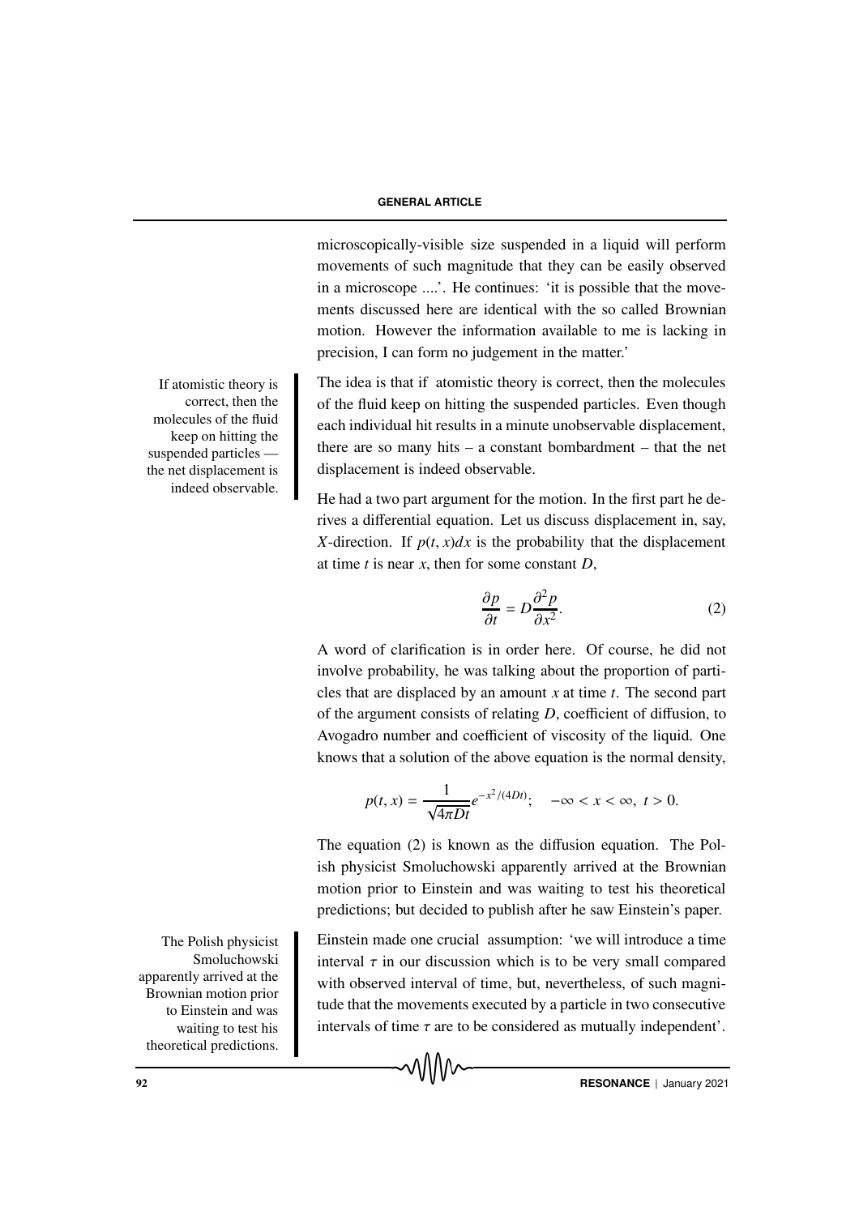microscopically-visible size suspended in a liquid will perform movements of such magnitude that they can be easily observed in a microscope ....'. He continues: 'it is possible that the movements discussed here are identical with the so called Brownian motion. However the information available to me is lacking in precision, I can form no judgement in the matter.'

If atomistic theory is correct, then the molecules of the fluid keep on hitting the suspended particles — the net displacement is indeed observable.

The idea is that if atomistic theory is correct, then the molecules of the fluid keep on hitting the suspended particles. Even though each individual hit results in a minute unobservable displacement, there are so many hits – a constant bombardment – that the net displacement is indeed observable.

He had a two part argument for the motion. In the first part he derives a differential equation. Let us discuss displacement in, say, $X$-direction. If $p(t, x)dx$ is the probability that the displacement at time $t$ is near $x$, then for some constant $D$,

$$\frac{\partial p}{\partial t} = D\frac{\partial^2 p}{\partial x^2}. \tag{2}$$

A word of clarification is in order here. Of course, he did not involve probability, he was talking about the proportion of particles that are displaced by an amount $x$ at time $t$. The second part of the argument consists of relating $D$, coefficient of diffusion, to Avogadro number and coefficient of viscosity of the liquid. One knows that a solution of the above equation is the normal density,

$$p(t, x) = \frac{1}{\sqrt{4\pi Dt}} e^{-x^2/(4Dt)}; \quad -\infty < x < \infty, \ t > 0.$$

The equation (2) is known as the diffusion equation. The Polish physicist Smoluchowski apparently arrived at the Brownian motion prior to Einstein and was waiting to test his theoretical predictions; but decided to publish after he saw Einstein's paper.

The Polish physicist Smoluchowski apparently arrived at the Brownian motion prior to Einstein and was waiting to test his theoretical predictions.

Einstein made one crucial assumption: 'we will introduce a time interval $\tau$ in our discussion which is to be very small compared with observed interval of time, but, nevertheless, of such magnitude that the movements executed by a particle in two consecutive intervals of time $\tau$ are to be considered as mutually independent'.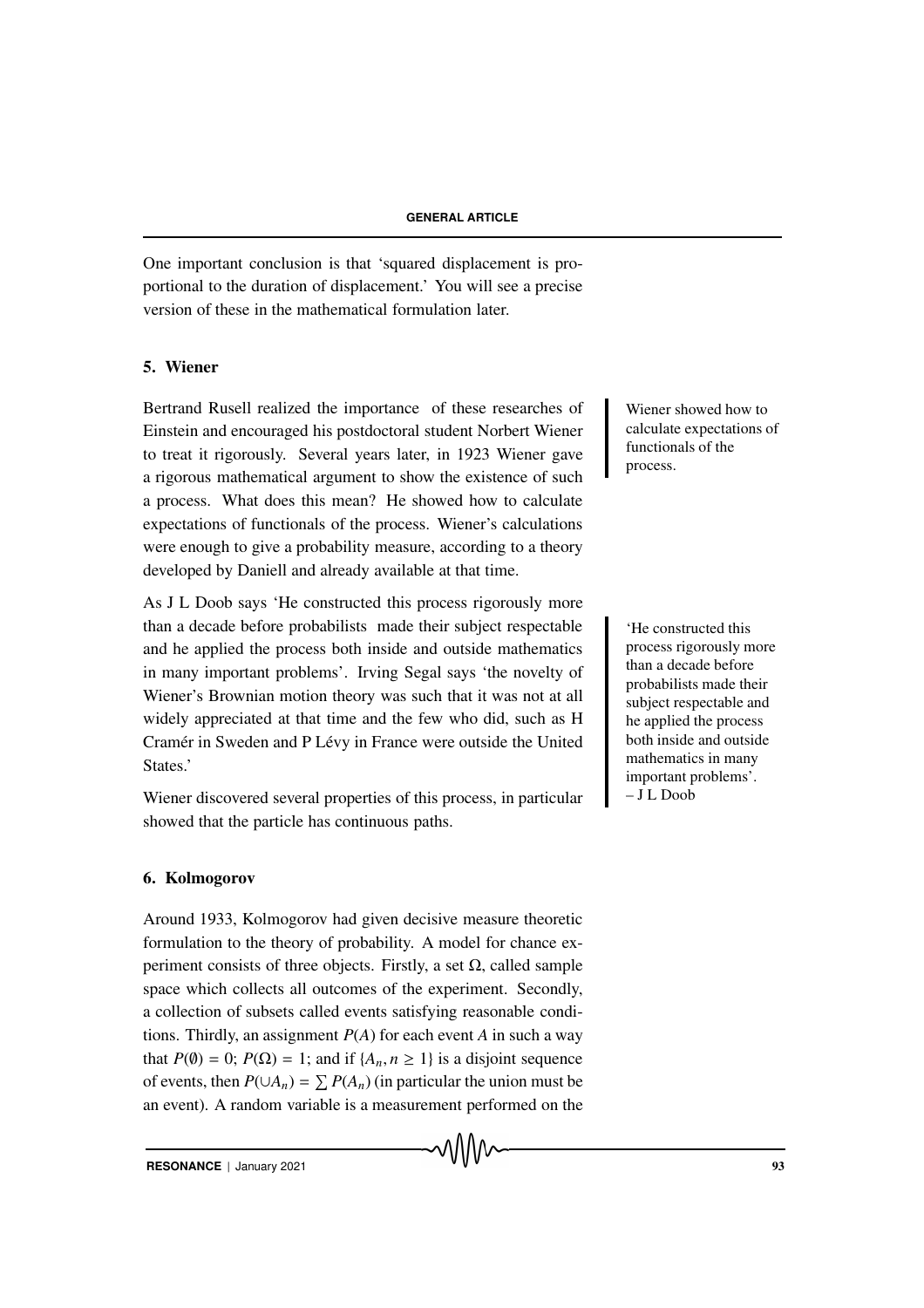One important conclusion is that 'squared displacement is proportional to the duration of displacement.' You will see a precise version of these in the mathematical formulation later.

## 5. Wiener

Bertrand Rusell realized the importance of these researches of Einstein and encouraged his postdoctoral student Norbert Wiener to treat it rigorously. Several years later, in 1923 Wiener gave a rigorous mathematical argument to show the existence of such a process. What does this mean? He showed how to calculate expectations of functionals of the process. Wiener's calculations were enough to give a probability measure, according to a theory developed by Daniell and already available at that time.

Wiener showed how to calculate expectations of functionals of the process.

As J L Doob says 'He constructed this process rigorously more than a decade before probabilists made their subject respectable and he applied the process both inside and outside mathematics in many important problems'. Irving Segal says 'the novelty of Wiener's Brownian motion theory was such that it was not at all widely appreciated at that time and the few who did, such as H Cramér in Sweden and P Lévy in France were outside the United States.'

'He constructed this process rigorously more than a decade before probabilists made their subject respectable and he applied the process both inside and outside mathematics in many important problems'. – J L Doob

Wiener discovered several properties of this process, in particular showed that the particle has continuous paths.

## 6. Kolmogorov

Around 1933, Kolmogorov had given decisive measure theoretic formulation to the theory of probability. A model for chance experiment consists of three objects. Firstly, a set $\Omega$, called sample space which collects all outcomes of the experiment. Secondly, a collection of subsets called events satisfying reasonable conditions. Thirdly, an assignment $P(A)$ for each event $A$ in such a way that $P(\emptyset) = 0$; $P(\Omega) = 1$; and if $\{A_n, n \geq 1\}$ is a disjoint sequence of events, then $P(\cup A_n) = \sum P(A_n)$ (in particular the union must be an event). A random variable is a measurement performed on the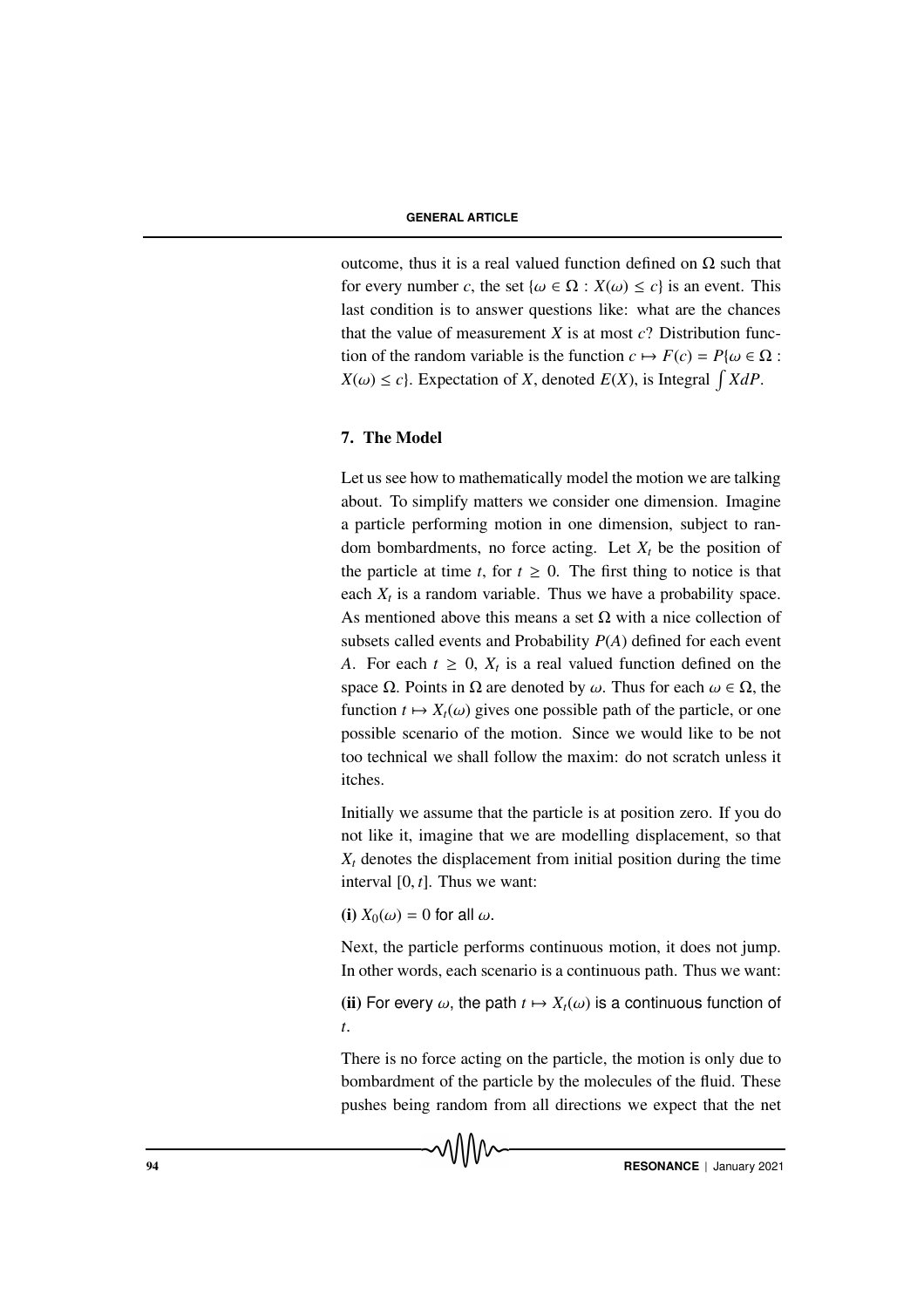outcome, thus it is a real valued function defined on $\Omega$ such that for every number $c$, the set $\{\omega \in \Omega : X(\omega) \leq c\}$ is an event. This last condition is to answer questions like: what are the chances that the value of measurement $X$ is at most $c$? Distribution function of the random variable is the function $c \mapsto F(c) = P\{\omega \in \Omega : X(\omega) \leq c\}$. Expectation of $X$, denoted $E(X)$, is Integral $\int X dP$.

## 7. The Model

Let us see how to mathematically model the motion we are talking about. To simplify matters we consider one dimension. Imagine a particle performing motion in one dimension, subject to random bombardments, no force acting. Let $X_t$ be the position of the particle at time $t$, for $t \geq 0$. The first thing to notice is that each $X_t$ is a random variable. Thus we have a probability space. As mentioned above this means a set $\Omega$ with a nice collection of subsets called events and Probability $P(A)$ defined for each event $A$. For each $t \geq 0$, $X_t$ is a real valued function defined on the space $\Omega$. Points in $\Omega$ are denoted by $\omega$. Thus for each $\omega \in \Omega$, the function $t \mapsto X_t(\omega)$ gives one possible path of the particle, or one possible scenario of the motion. Since we would like to be not too technical we shall follow the maxim: do not scratch unless it itches.

Initially we assume that the particle is at position zero. If you do not like it, imagine that we are modelling displacement, so that $X_t$ denotes the displacement from initial position during the time interval $[0, t]$. Thus we want:

**(i)** $X_0(\omega) = 0$ for all $\omega$.

Next, the particle performs continuous motion, it does not jump. In other words, each scenario is a continuous path. Thus we want:

**(ii)** For every $\omega$, the path $t \mapsto X_t(\omega)$ is a continuous function of $t$.

There is no force acting on the particle, the motion is only due to bombardment of the particle by the molecules of the fluid. These pushes being random from all directions we expect that the net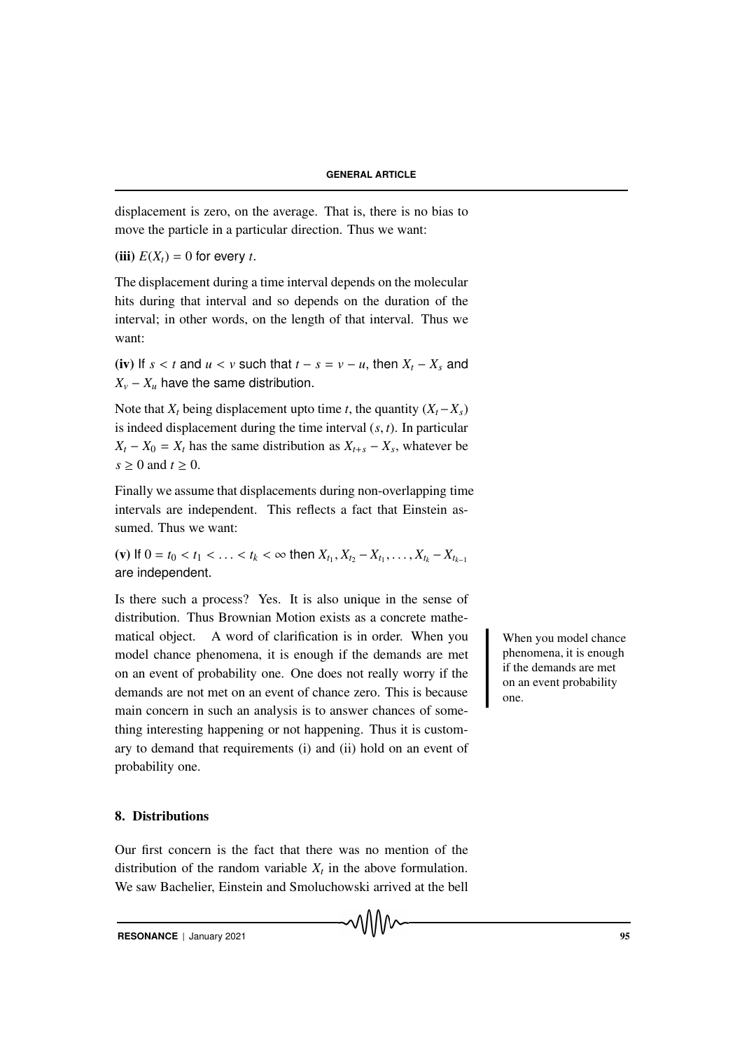displacement is zero, on the average. That is, there is no bias to move the particle in a particular direction. Thus we want:

**(iii)** $E(X_t) = 0$ for every $t$.

The displacement during a time interval depends on the molecular hits during that interval and so depends on the duration of the interval; in other words, on the length of that interval. Thus we want:

**(iv)** If $s < t$ and $u < v$ such that $t - s = v - u$, then $X_t - X_s$ and $X_v - X_u$ have the same distribution.

Note that $X_t$ being displacement upto time $t$, the quantity $(X_t - X_s)$ is indeed displacement during the time interval $(s, t)$. In particular $X_t - X_0 = X_t$ has the same distribution as $X_{t+s} - X_s$, whatever be $s \geq 0$ and $t \geq 0$.

Finally we assume that displacements during non-overlapping time intervals are independent. This reflects a fact that Einstein assumed. Thus we want:

**(v)** If $0 = t_0 < t_1 < \ldots < t_k < \infty$ then $X_{t_1}, X_{t_2} - X_{t_1}, \ldots, X_{t_k} - X_{t_{k-1}}$ are independent.

Is there such a process? Yes. It is also unique in the sense of distribution. Thus Brownian Motion exists as a concrete mathematical object. A word of clarification is in order. When you model chance phenomena, it is enough if the demands are met on an event of probability one. One does not really worry if the demands are not met on an event of chance zero. This is because main concern in such an analysis is to answer chances of something interesting happening or not happening. Thus it is customary to demand that requirements (i) and (ii) hold on an event of probability one.

When you model chance phenomena, it is enough if the demands are met on an event probability one.

## 8. Distributions

Our first concern is the fact that there was no mention of the distribution of the random variable $X_t$ in the above formulation. We saw Bachelier, Einstein and Smoluchowski arrived at the bell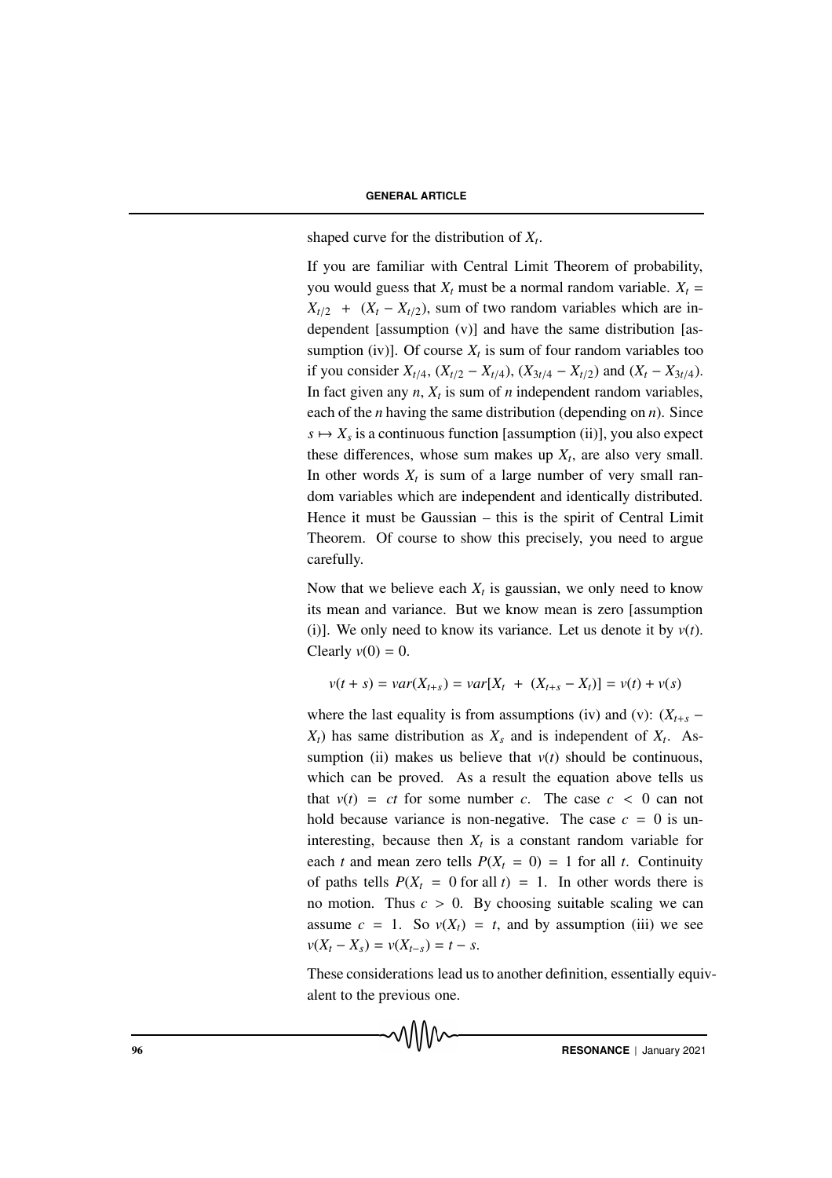shaped curve for the distribution of $X_t$.

If you are familiar with Central Limit Theorem of probability, you would guess that $X_t$ must be a normal random variable. $X_t = X_{t/2} + (X_t - X_{t/2})$, sum of two random variables which are independent [assumption (v)] and have the same distribution [assumption (iv)]. Of course $X_t$ is sum of four random variables too if you consider $X_{t/4}$, $(X_{t/2} - X_{t/4})$, $(X_{3t/4} - X_{t/2})$ and $(X_t - X_{3t/4})$. In fact given any $n$, $X_t$ is sum of $n$ independent random variables, each of the $n$ having the same distribution (depending on $n$). Since $s \mapsto X_s$ is a continuous function [assumption (ii)], you also expect these differences, whose sum makes up $X_t$, are also very small. In other words $X_t$ is sum of a large number of very small random variables which are independent and identically distributed. Hence it must be Gaussian – this is the spirit of Central Limit Theorem. Of course to show this precisely, you need to argue carefully.

Now that we believe each $X_t$ is gaussian, we only need to know its mean and variance. But we know mean is zero [assumption (i)]. We only need to know its variance. Let us denote it by $v(t)$. Clearly $v(0) = 0$.

$$v(t + s) = var(X_{t+s}) = var[X_t + (X_{t+s} - X_t)] = v(t) + v(s)$$

where the last equality is from assumptions (iv) and (v): $(X_{t+s} - X_t)$ has same distribution as $X_s$ and is independent of $X_t$. Assumption (ii) makes us believe that $v(t)$ should be continuous, which can be proved. As a result the equation above tells us that $v(t) = ct$ for some number $c$. The case $c < 0$ can not hold because variance is non-negative. The case $c = 0$ is uninteresting, because then $X_t$ is a constant random variable for each $t$ and mean zero tells $P(X_t = 0) = 1$ for all $t$. Continuity of paths tells $P(X_t = 0 \text{ for all } t) = 1$. In other words there is no motion. Thus $c > 0$. By choosing suitable scaling we can assume $c = 1$. So $v(X_t) = t$, and by assumption (iii) we see $v(X_t - X_s) = v(X_{t-s}) = t - s$.

These considerations lead us to another definition, essentially equivalent to the previous one.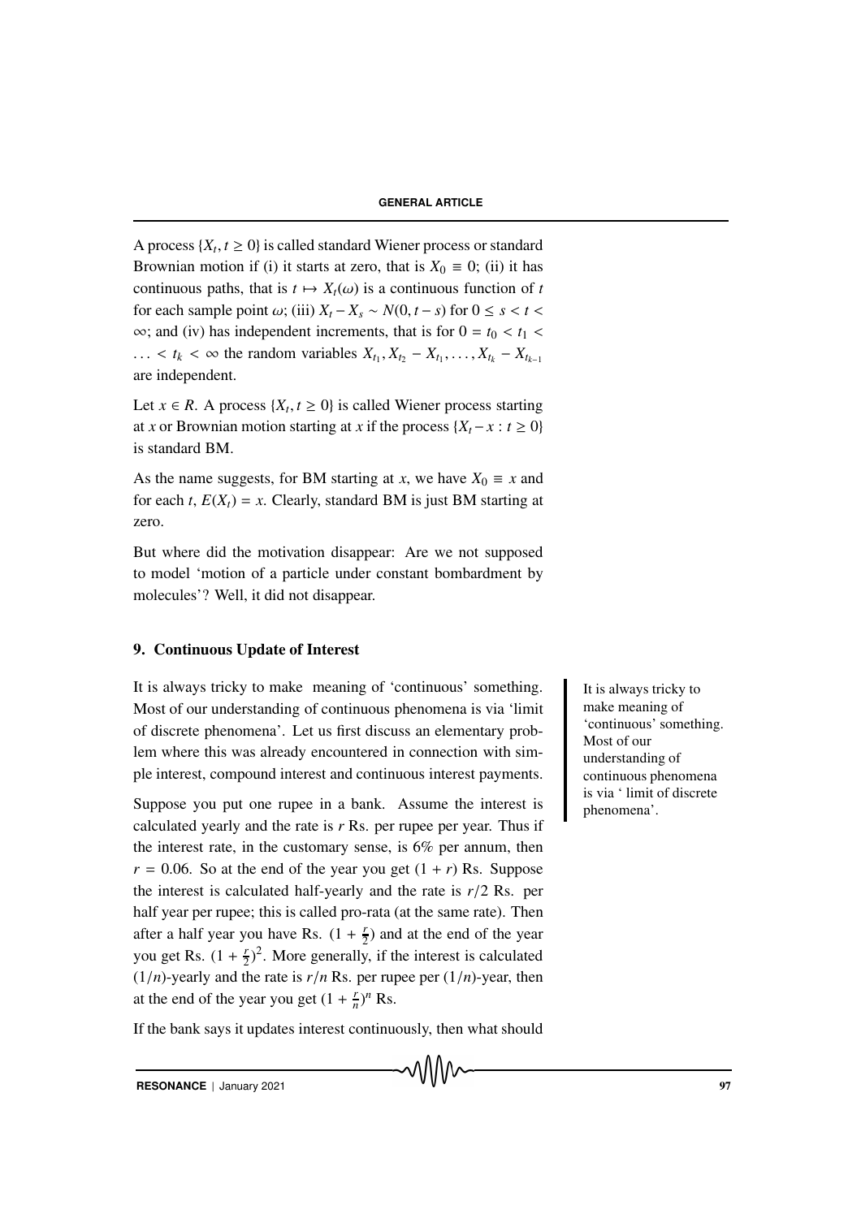A process $\{X_t, t \geq 0\}$ is called standard Wiener process or standard Brownian motion if (i) it starts at zero, that is $X_0 \equiv 0$; (ii) it has continuous paths, that is $t \mapsto X_t(\omega)$ is a continuous function of $t$ for each sample point $\omega$; (iii) $X_t - X_s \sim N(0, t-s)$ for $0 \leq s < t < \infty$; and (iv) has independent increments, that is for $0 = t_0 < t_1 < \ldots < t_k < \infty$ the random variables $X_{t_1}, X_{t_2} - X_{t_1}, \ldots, X_{t_k} - X_{t_{k-1}}$ are independent.

Let $x \in R$. A process $\{X_t, t \geq 0\}$ is called Wiener process starting at $x$ or Brownian motion starting at $x$ if the process $\{X_t - x : t \geq 0\}$ is standard BM.

As the name suggests, for BM starting at $x$, we have $X_0 \equiv x$ and for each $t$, $E(X_t) = x$. Clearly, standard BM is just BM starting at zero.

But where did the motivation disappear: Are we not supposed to model 'motion of a particle under constant bombardment by molecules'? Well, it did not disappear.

## 9. Continuous Update of Interest

It is always tricky to make meaning of 'continuous' something. Most of our understanding of continuous phenomena is via 'limit of discrete phenomena'. Let us first discuss an elementary problem where this was already encountered in connection with simple interest, compound interest and continuous interest payments.

It is always tricky to make meaning of 'continuous' something. Most of our understanding of continuous phenomena is via ' limit of discrete phenomena'.

Suppose you put one rupee in a bank. Assume the interest is calculated yearly and the rate is $r$ Rs. per rupee per year. Thus if the interest rate, in the customary sense, is 6% per annum, then $r = 0.06$. So at the end of the year you get $(1 + r)$ Rs. Suppose the interest is calculated half-yearly and the rate is $r/2$ Rs. per half year per rupee; this is called pro-rata (at the same rate). Then after a half year you have Rs. $(1 + \frac{r}{2})$ and at the end of the year you get Rs. $(1 + \frac{r}{2})^2$. More generally, if the interest is calculated $(1/n)$-yearly and the rate is $r/n$ Rs. per rupee per $(1/n)$-year, then at the end of the year you get $(1 + \frac{r}{n})^n$ Rs.

If the bank says it updates interest continuously, then what should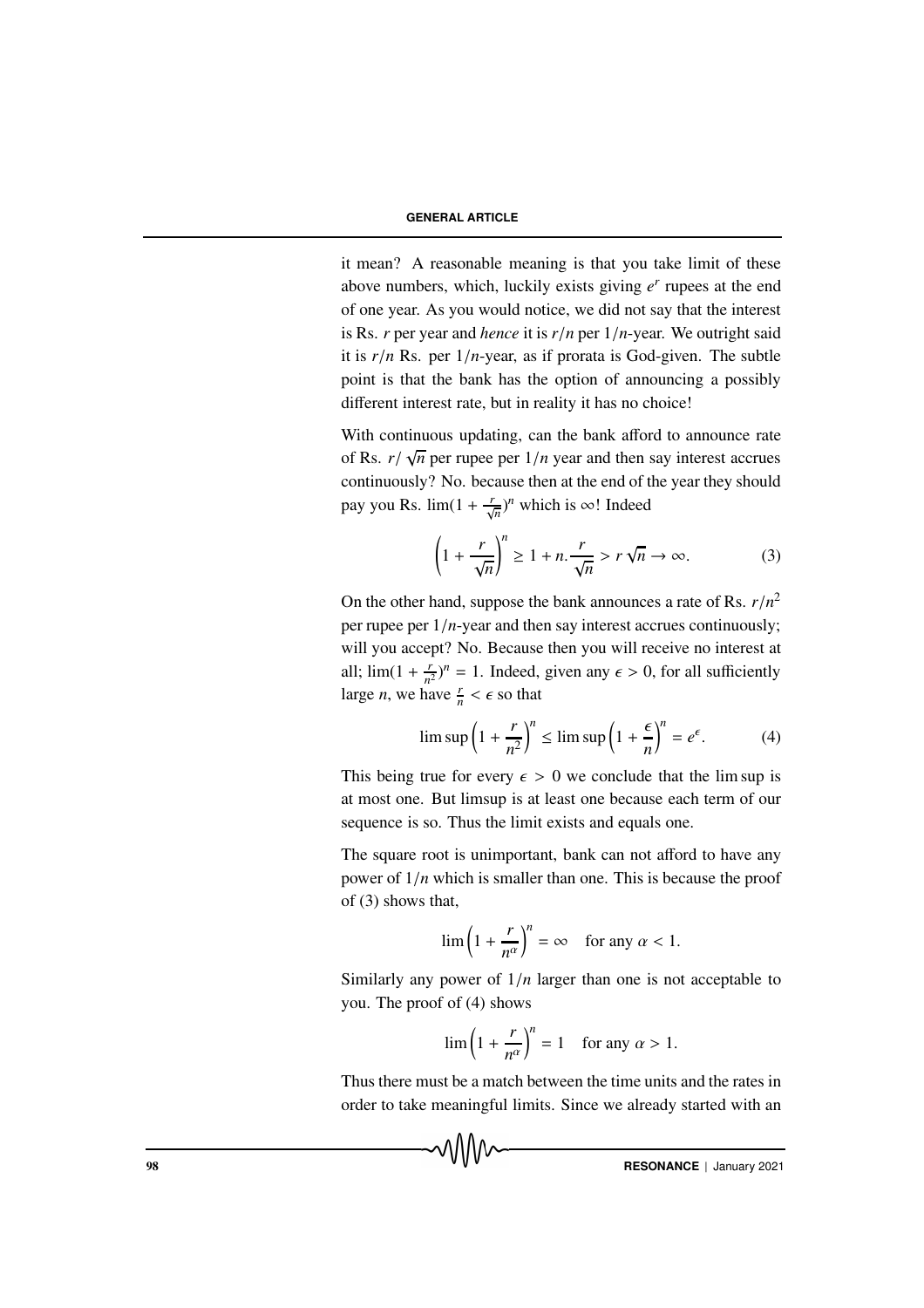it mean? A reasonable meaning is that you take limit of these above numbers, which, luckily exists giving $e^r$ rupees at the end of one year. As you would notice, we did not say that the interest is Rs. $r$ per year and *hence* it is $r/n$ per $1/n$-year. We outright said it is $r/n$ Rs. per $1/n$-year, as if prorata is God-given. The subtle point is that the bank has the option of announcing a possibly different interest rate, but in reality it has no choice!

With continuous updating, can the bank afford to announce rate of Rs. $r/\sqrt{n}$ per rupee per $1/n$ year and then say interest accrues continuously? No. because then at the end of the year they should pay you Rs. $\lim(1 + \frac{r}{\sqrt{n}})^n$ which is $\infty$! Indeed

$$\left(1 + \frac{r}{\sqrt{n}}\right)^n \geq 1 + n.\frac{r}{\sqrt{n}} > r\sqrt{n} \to \infty. \tag{3}$$

On the other hand, suppose the bank announces a rate of Rs. $r/n^2$ per rupee per $1/n$-year and then say interest accrues continuously; will you accept? No. Because then you will receive no interest at all; $\lim(1 + \frac{r}{n^2})^n = 1$. Indeed, given any $\epsilon > 0$, for all sufficiently large $n$, we have $\frac{r}{n} < \epsilon$ so that

$$\limsup\left(1 + \frac{r}{n^2}\right)^n \leq \limsup\left(1 + \frac{\epsilon}{n}\right)^n = e^{\epsilon}. \tag{4}$$

This being true for every $\epsilon > 0$ we conclude that the lim sup is at most one. But limsup is at least one because each term of our sequence is so. Thus the limit exists and equals one.

The square root is unimportant, bank can not afford to have any power of $1/n$ which is smaller than one. This is because the proof of (3) shows that,

$$\lim\left(1 + \frac{r}{n^{\alpha}}\right)^n = \infty \quad \text{for any } \alpha < 1.$$

Similarly any power of $1/n$ larger than one is not acceptable to you. The proof of (4) shows

$$\lim\left(1 + \frac{r}{n^{\alpha}}\right)^n = 1 \quad \text{for any } \alpha > 1.$$

Thus there must be a match between the time units and the rates in order to take meaningful limits. Since we already started with an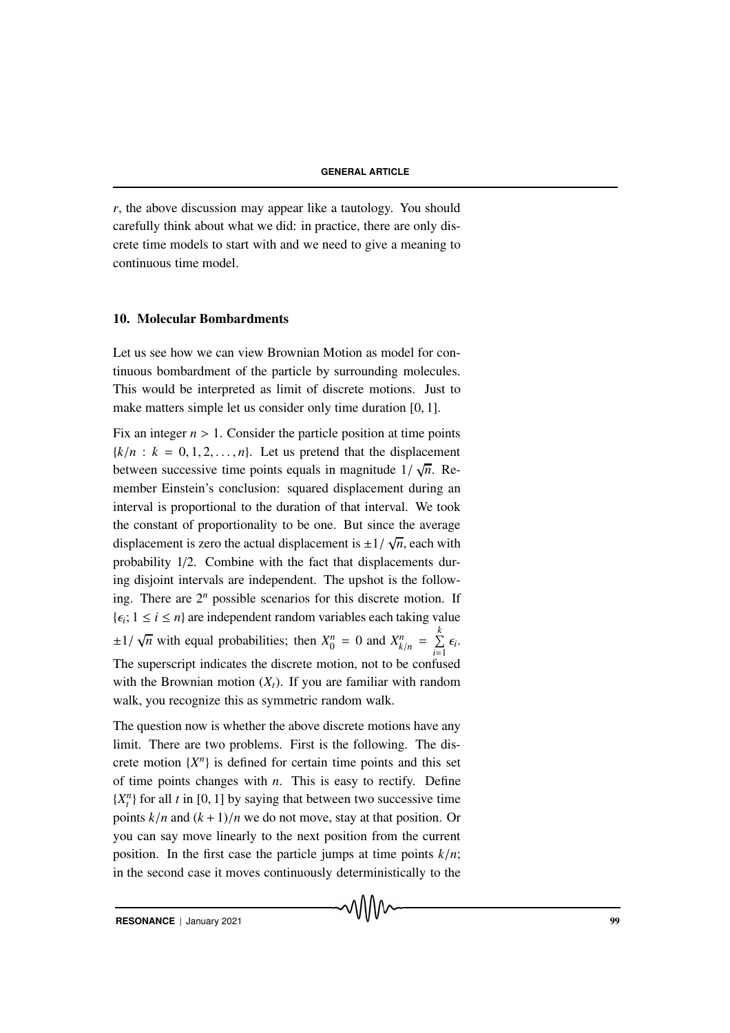$r$, the above discussion may appear like a tautology. You should carefully think about what we did: in practice, there are only discrete time models to start with and we need to give a meaning to continuous time model.

## 10. Molecular Bombardments

Let us see how we can view Brownian Motion as model for continuous bombardment of the particle by surrounding molecules. This would be interpreted as limit of discrete motions. Just to make matters simple let us consider only time duration $[0, 1]$.

Fix an integer $n > 1$. Consider the particle position at time points $\{k/n : k = 0, 1, 2, \ldots, n\}$. Let us pretend that the displacement between successive time points equals in magnitude $1/\sqrt{n}$. Remember Einstein's conclusion: squared displacement during an interval is proportional to the duration of that interval. We took the constant of proportionality to be one. But since the average displacement is zero the actual displacement is $\pm 1/\sqrt{n}$, each with probability 1/2. Combine with the fact that displacements during disjoint intervals are independent. The upshot is the following. There are $2^n$ possible scenarios for this discrete motion. If $\{\epsilon_i; 1 \le i \le n\}$ are independent random variables each taking value $\pm 1/\sqrt{n}$ with equal probabilities; then $X_0^n = 0$ and $X_{k/n}^n = \sum_{i=1}^{k} \epsilon_i$. The superscript indicates the discrete motion, not to be confused with the Brownian motion $(X_t)$. If you are familiar with random walk, you recognize this as symmetric random walk.

The question now is whether the above discrete motions have any limit. There are two problems. First is the following. The discrete motion $\{X^n\}$ is defined for certain time points and this set of time points changes with $n$. This is easy to rectify. Define $\{X_t^n\}$ for all $t$ in $[0, 1]$ by saying that between two successive time points $k/n$ and $(k + 1)/n$ we do not move, stay at that position. Or you can say move linearly to the next position from the current position. In the first case the particle jumps at time points $k/n$; in the second case it moves continuously deterministically to the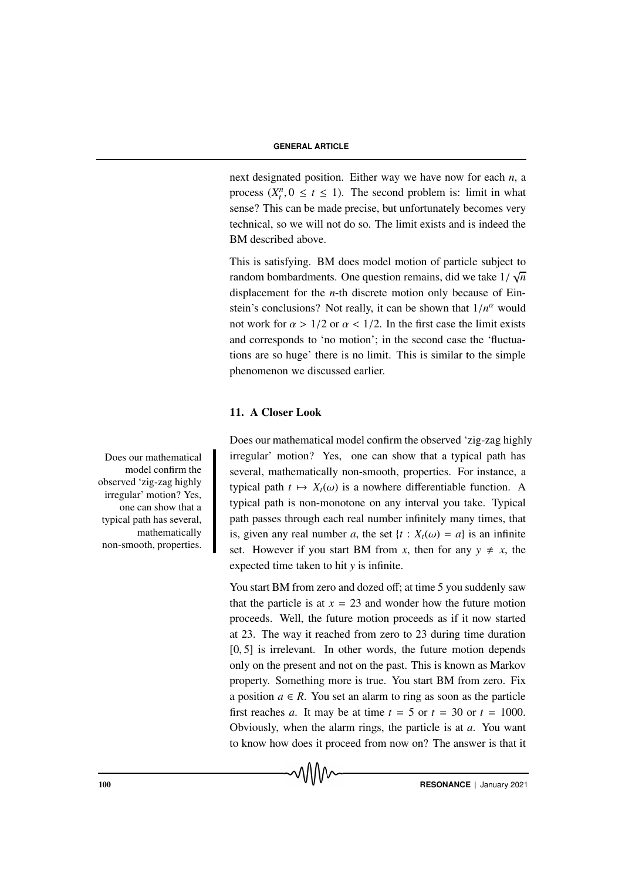next designated position. Either way we have now for each $n$, a process $(X^n_t, 0 \leq t \leq 1)$. The second problem is: limit in what sense? This can be made precise, but unfortunately becomes very technical, so we will not do so. The limit exists and is indeed the BM described above.

This is satisfying. BM does model motion of particle subject to random bombardments. One question remains, did we take $1/\sqrt{n}$ displacement for the $n$-th discrete motion only because of Einstein's conclusions? Not really, it can be shown that $1/n^\alpha$ would not work for $\alpha > 1/2$ or $\alpha < 1/2$. In the first case the limit exists and corresponds to 'no motion'; in the second case the 'fluctuations are so huge' there is no limit. This is similar to the simple phenomenon we discussed earlier.

## 11. A Closer Look

Does our mathematical model confirm the observed 'zig-zag highly irregular' motion? Yes, one can show that a typical path has several, mathematically non-smooth, properties. For instance, a typical path $t \mapsto X_t(\omega)$ is a nowhere differentiable function. A typical path is non-monotone on any interval you take. Typical path passes through each real number infinitely many times, that is, given any real number $a$, the set $\{t : X_t(\omega) = a\}$ is an infinite set. However if you start BM from $x$, then for any $y \neq x$, the expected time taken to hit $y$ is infinite.

Does our mathematical model confirm the observed 'zig-zag highly irregular' motion? Yes, one can show that a typical path has several, mathematically non-smooth, properties.

You start BM from zero and dozed off; at time 5 you suddenly saw that the particle is at $x = 23$ and wonder how the future motion proceeds. Well, the future motion proceeds as if it now started at 23. The way it reached from zero to 23 during time duration $[0, 5]$ is irrelevant. In other words, the future motion depends only on the present and not on the past. This is known as Markov property. Something more is true. You start BM from zero. Fix a position $a \in R$. You set an alarm to ring as soon as the particle first reaches $a$. It may be at time $t = 5$ or $t = 30$ or $t = 1000$. Obviously, when the alarm rings, the particle is at $a$. You want to know how does it proceed from now on? The answer is that it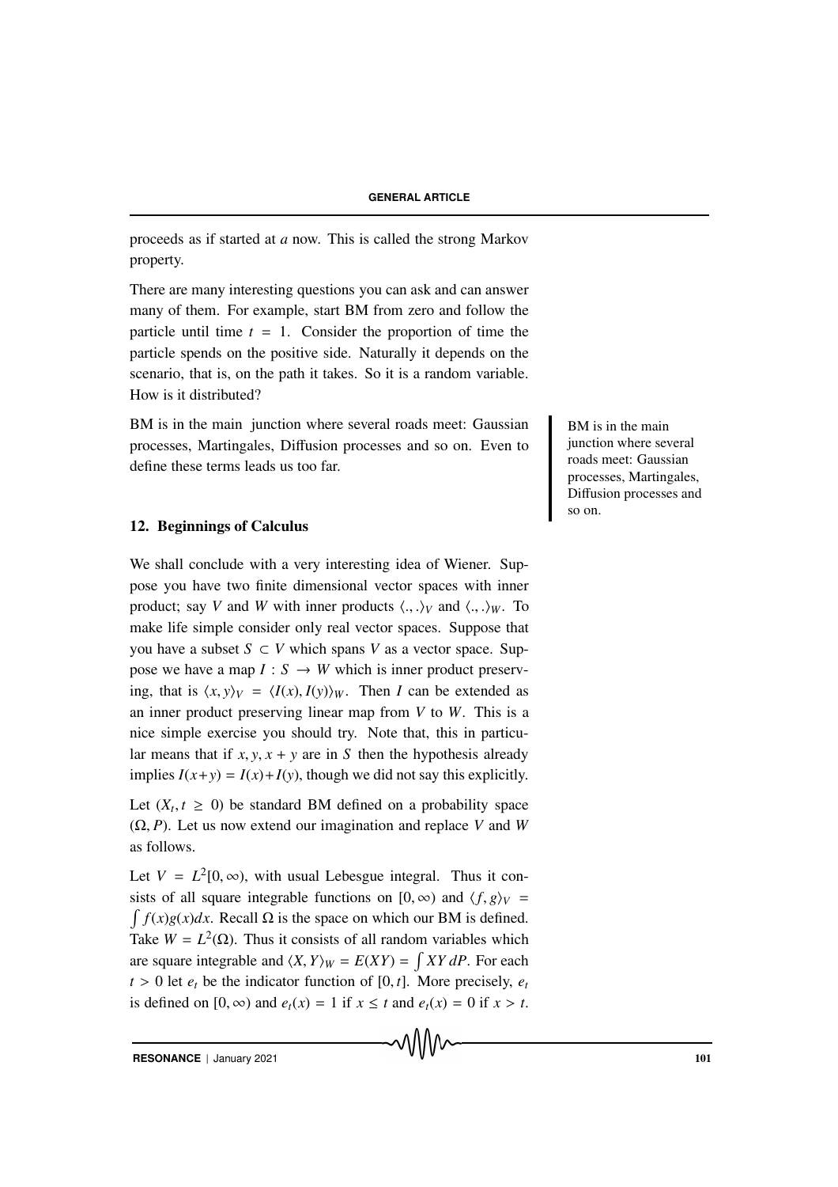proceeds as if started at $a$ now. This is called the strong Markov property.

There are many interesting questions you can ask and can answer many of them. For example, start BM from zero and follow the particle until time $t = 1$. Consider the proportion of time the particle spends on the positive side. Naturally it depends on the scenario, that is, on the path it takes. So it is a random variable. How is it distributed?

BM is in the main junction where several roads meet: Gaussian processes, Martingales, Diffusion processes and so on. Even to define these terms leads us too far.

BM is in the main junction where several roads meet: Gaussian processes, Martingales, Diffusion processes and so on.

## 12. Beginnings of Calculus

We shall conclude with a very interesting idea of Wiener. Suppose you have two finite dimensional vector spaces with inner product; say $V$ and $W$ with inner products $\langle .,. \rangle_V$ and $\langle .,. \rangle_W$. To make life simple consider only real vector spaces. Suppose that you have a subset $S \subset V$ which spans $V$ as a vector space. Suppose we have a map $I : S \to W$ which is inner product preserving, that is $\langle x, y \rangle_V = \langle I(x), I(y) \rangle_W$. Then $I$ can be extended as an inner product preserving linear map from $V$ to $W$. This is a nice simple exercise you should try. Note that, this in particular means that if $x, y, x + y$ are in $S$ then the hypothesis already implies $I(x+y) = I(x)+I(y)$, though we did not say this explicitly.

Let $(X_t, t \geq 0)$ be standard BM defined on a probability space $(\Omega, P)$. Let us now extend our imagination and replace $V$ and $W$ as follows.

Let $V = L^2[0, \infty)$, with usual Lebesgue integral. Thus it consists of all square integrable functions on $[0, \infty)$ and $\langle f, g \rangle_V = \int f(x)g(x)dx$. Recall $\Omega$ is the space on which our BM is defined. Take $W = L^2(\Omega)$. Thus it consists of all random variables which are square integrable and $\langle X, Y \rangle_W = E(XY) = \int XY\, dP$. For each $t > 0$ let $e_t$ be the indicator function of $[0, t]$. More precisely, $e_t$ is defined on $[0, \infty)$ and $e_t(x) = 1$ if $x \leq t$ and $e_t(x) = 0$ if $x > t$.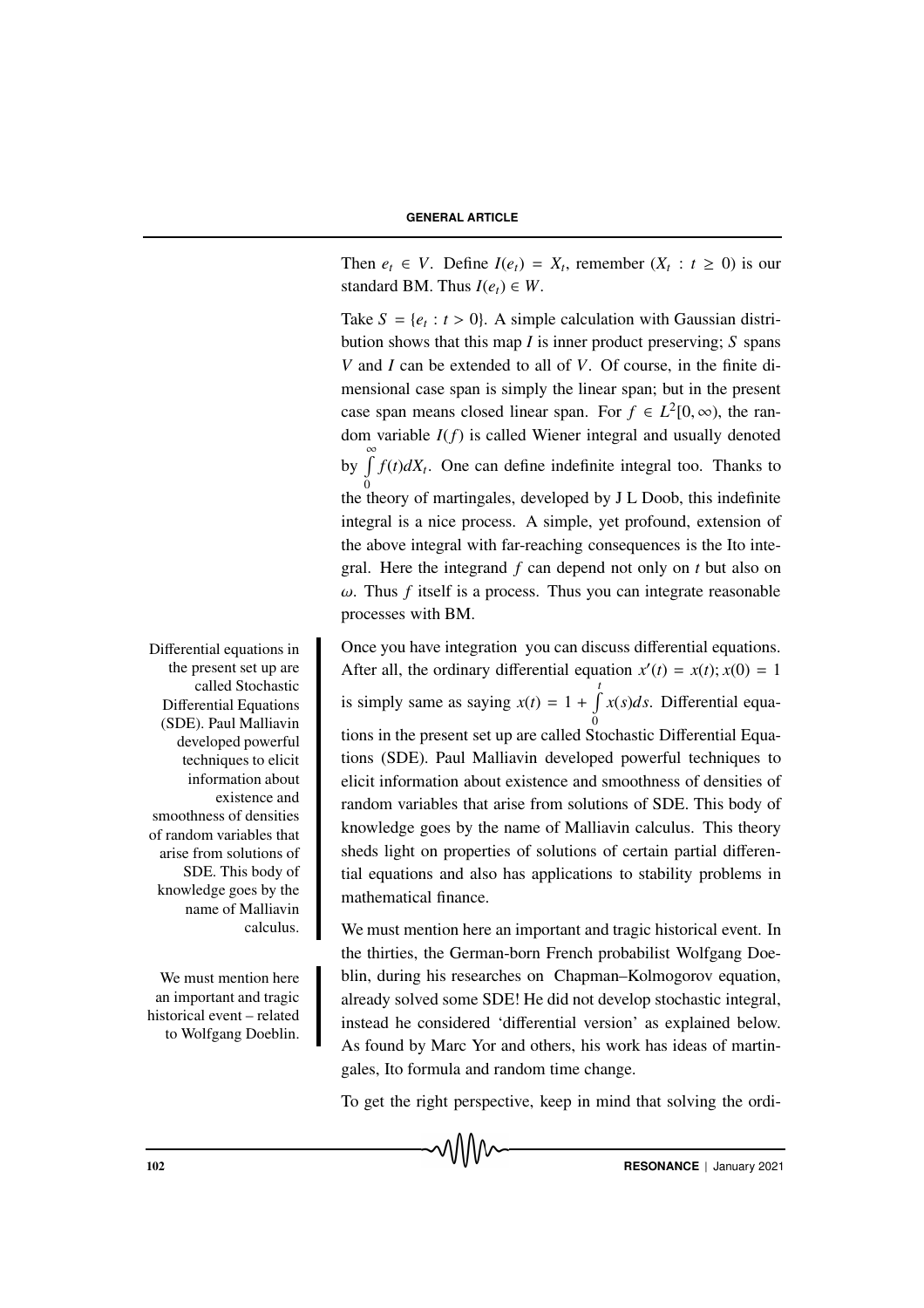Then $e_t \in V$. Define $I(e_t) = X_t$, remember $(X_t : t \geq 0)$ is our standard BM. Thus $I(e_t) \in W$.

Take $S = \{e_t : t > 0\}$. A simple calculation with Gaussian distribution shows that this map $I$ is inner product preserving; $S$ spans $V$ and $I$ can be extended to all of $V$. Of course, in the finite dimensional case span is simply the linear span; but in the present case span means closed linear span. For $f \in L^2[0, \infty)$, the random variable $I(f)$ is called Wiener integral and usually denoted by $\int_0^\infty f(t)dX_t$. One can define indefinite integral too. Thanks to the theory of martingales, developed by J L Doob, this indefinite integral is a nice process. A simple, yet profound, extension of the above integral with far-reaching consequences is the Ito integral. Here the integrand $f$ can depend not only on $t$ but also on $\omega$. Thus $f$ itself is a process. Thus you can integrate reasonable processes with BM.

Differential equations in the present set up are called Stochastic Differential Equations (SDE). Paul Malliavin developed powerful techniques to elicit information about existence and smoothness of densities of random variables that arise from solutions of SDE. This body of knowledge goes by the name of Malliavin calculus.

Once you have integration you can discuss differential equations. After all, the ordinary differential equation $x'(t) = x(t); x(0) = 1$ is simply same as saying $x(t) = 1 + \int_0^t x(s)ds$. Differential equations in the present set up are called Stochastic Differential Equations (SDE). Paul Malliavin developed powerful techniques to elicit information about existence and smoothness of densities of random variables that arise from solutions of SDE. This body of knowledge goes by the name of Malliavin calculus. This theory sheds light on properties of solutions of certain partial differential equations and also has applications to stability problems in mathematical finance.

We must mention here an important and tragic historical event – related to Wolfgang Doeblin.

We must mention here an important and tragic historical event. In the thirties, the German-born French probabilist Wolfgang Doeblin, during his researches on Chapman–Kolmogorov equation, already solved some SDE! He did not develop stochastic integral, instead he considered 'differential version' as explained below. As found by Marc Yor and others, his work has ideas of martingales, Ito formula and random time change.

To get the right perspective, keep in mind that solving the ordi-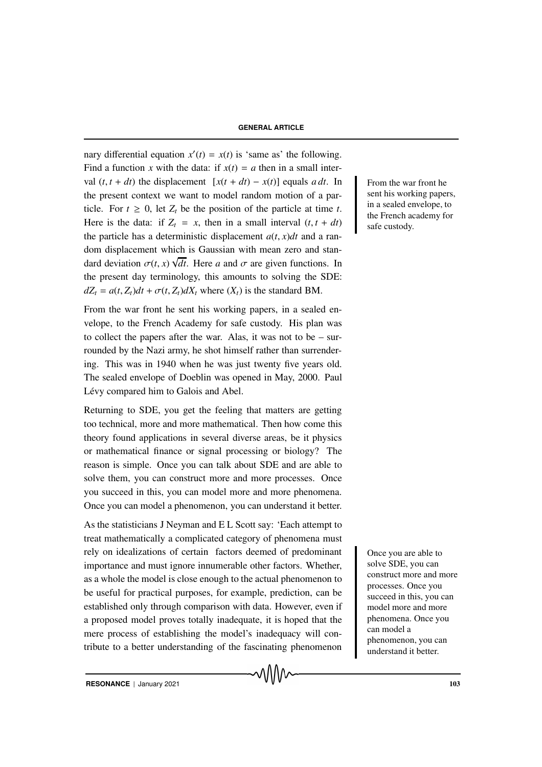nary differential equation $x'(t) = x(t)$ is 'same as' the following. Find a function $x$ with the data: if $x(t) = a$ then in a small interval $(t, t + dt)$ the displacement $[x(t + dt) - x(t)]$ equals $a\,dt$. In the present context we want to model random motion of a particle. For $t \geq 0$, let $Z_t$ be the position of the particle at time $t$. Here is the data: if $Z_t = x$, then in a small interval $(t, t + dt)$ the particle has a deterministic displacement $a(t, x)dt$ and a random displacement which is Gaussian with mean zero and standard deviation $\sigma(t, x)\sqrt{dt}$. Here $a$ and $\sigma$ are given functions. In the present day terminology, this amounts to solving the SDE: $dZ_t = a(t, Z_t)dt + \sigma(t, Z_t)dX_t$ where $(X_t)$ is the standard BM.

From the war front he sent his working papers, in a sealed envelope, to the French Academy for safe custody. His plan was to collect the papers after the war. Alas, it was not to be – surrounded by the Nazi army, he shot himself rather than surrendering. This was in 1940 when he was just twenty five years old. The sealed envelope of Doeblin was opened in May, 2000. Paul Lévy compared him to Galois and Abel.

From the war front he sent his working papers, in a sealed envelope, to the French academy for safe custody.

Returning to SDE, you get the feeling that matters are getting too technical, more and more mathematical. Then how come this theory found applications in several diverse areas, be it physics or mathematical finance or signal processing or biology? The reason is simple. Once you can talk about SDE and are able to solve them, you can construct more and more processes. Once you succeed in this, you can model more and more phenomena. Once you can model a phenomenon, you can understand it better.

As the statisticians J Neyman and E L Scott say: 'Each attempt to treat mathematically a complicated category of phenomena must rely on idealizations of certain factors deemed of predominant importance and must ignore innumerable other factors. Whether, as a whole the model is close enough to the actual phenomenon to be useful for practical purposes, for example, prediction, can be established only through comparison with data. However, even if a proposed model proves totally inadequate, it is hoped that the mere process of establishing the model's inadequacy will contribute to a better understanding of the fascinating phenomenon

Once you are able to solve SDE, you can construct more and more processes. Once you succeed in this, you can model more and more phenomena. Once you can model a phenomenon, you can understand it better.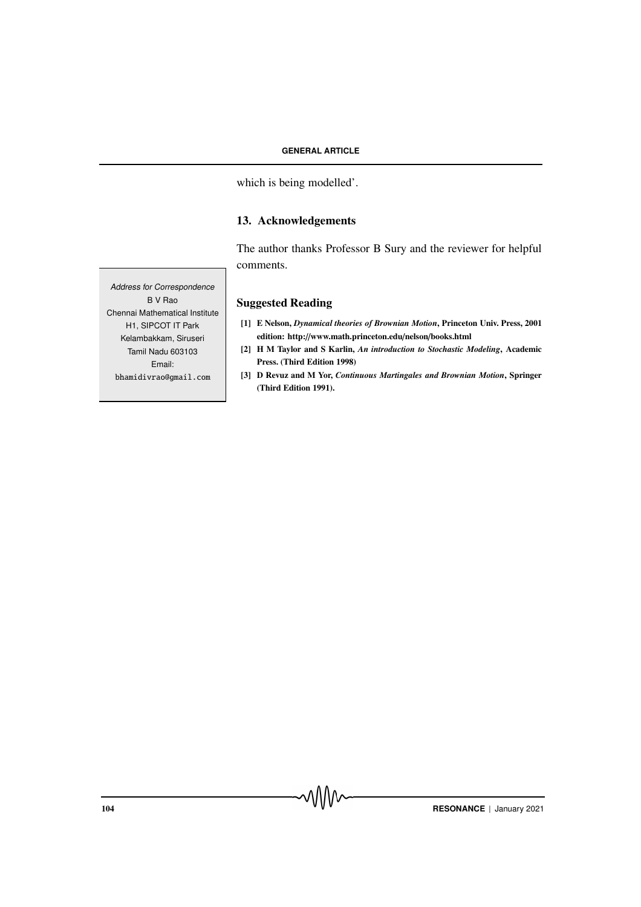which is being modelled'.

## 13. Acknowledgements

The author thanks Professor B Sury and the reviewer for helpful comments.

*Address for Correspondence*
B V Rao
Chennai Mathematical Institute
H1, SIPCOT IT Park
Kelambakkam, Siruseri
Tamil Nadu 603103
Email:
bhamidivrao@gmail.com

## Suggested Reading

**[1] E Nelson, *Dynamical theories of Brownian Motion*, Princeton Univ. Press, 2001 edition: http://www.math.princeton.edu/nelson/books.html**

**[2] H M Taylor and S Karlin, *An introduction to Stochastic Modeling*, Academic Press. (Third Edition 1998)**

**[3] D Revuz and M Yor, *Continuous Martingales and Brownian Motion*, Springer (Third Edition 1991).**